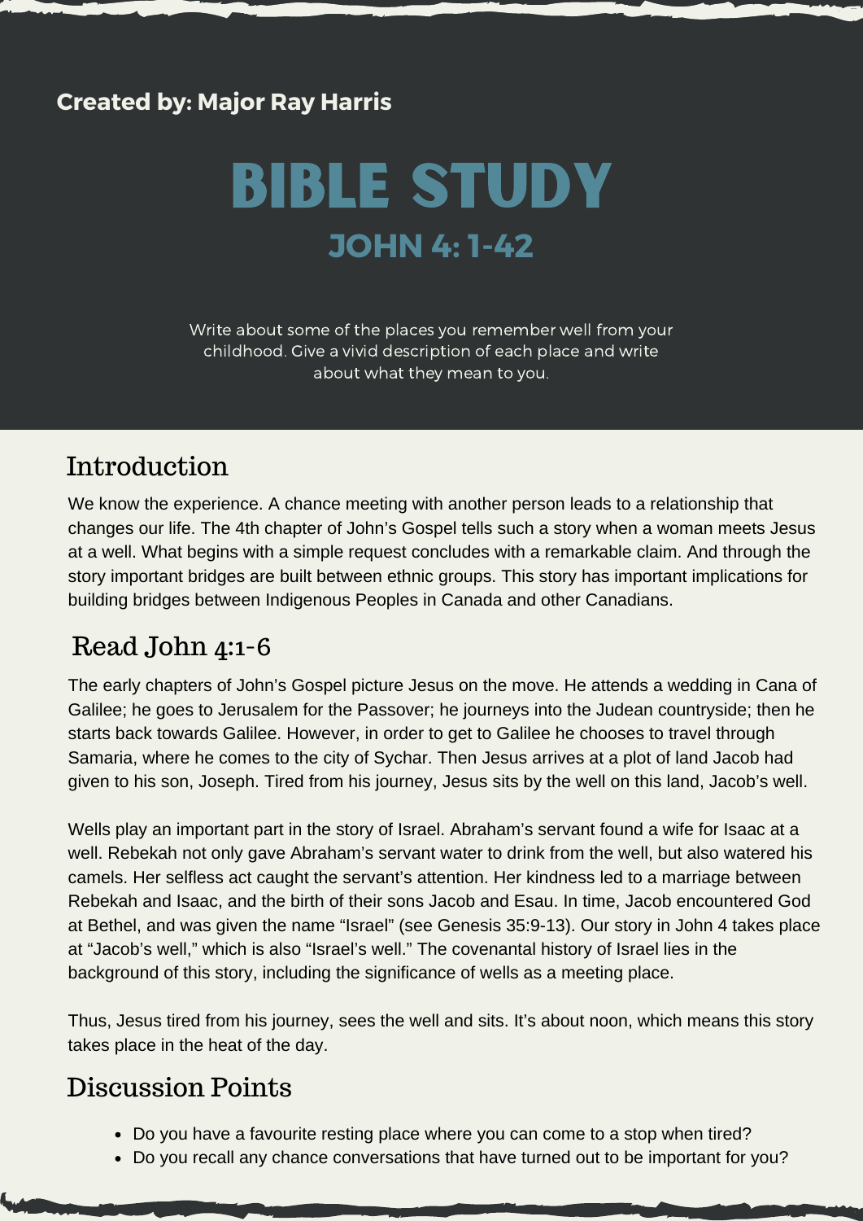**Created by: Major Ray Harris**

# BIBLE STUDY

## JOHN 4: 1-42

Write about some of the places you remember well from your childhood. Give a vivid description of each place and write about what they mean to you.

## Introduction

We know the experience. A chance meeting with another person leads to a relationship that changes our life. The 4th chapter of John's Gospel tells such a story when a woman meets Jesus at a well. What begins with a simple request concludes with a remarkable claim. And through the story important bridges are built between ethnic groups. This story has important implications for building bridges between Indigenous Peoples in Canada and other Canadians.

## Read John 4:1-6

The early chapters of John's Gospel picture Jesus on the move. He attends a wedding in Cana of Galilee; he goes to Jerusalem for the Passover; he journeys into the Judean countryside; then he starts back towards Galilee. However, in order to get to Galilee he chooses to travel through Samaria, where he comes to the city of Sychar. Then Jesus arrives at a plot of land Jacob had given to his son, Joseph. Tired from his journey, Jesus sits by the well on this land, Jacob's well.

Wells play an important part in the story of Israel. Abraham's servant found a wife for Isaac at a well. Rebekah not only gave Abraham's servant water to drink from the well, but also watered his camels. Her selfless act caught the servant's attention. Her kindness led to a marriage between Rebekah and Isaac, and the birth of their sons Jacob and Esau. In time, Jacob encountered God at Bethel, and was given the name "Israel" (see Genesis 35:9-13). Our story in John 4 takes place at "Jacob's well," which is also "Israel's well." The covenantal history of Israel lies in the background of this story, including the significance of wells as a meeting place.

Thus, Jesus tired from his journey, sees the well and sits. It's about noon, which means this story takes place in the heat of the day.

## Discussion Points

- Do you have a favourite resting place where you can come to a stop when tired?
- Do you recall any chance conversations that have turned out to be important for you?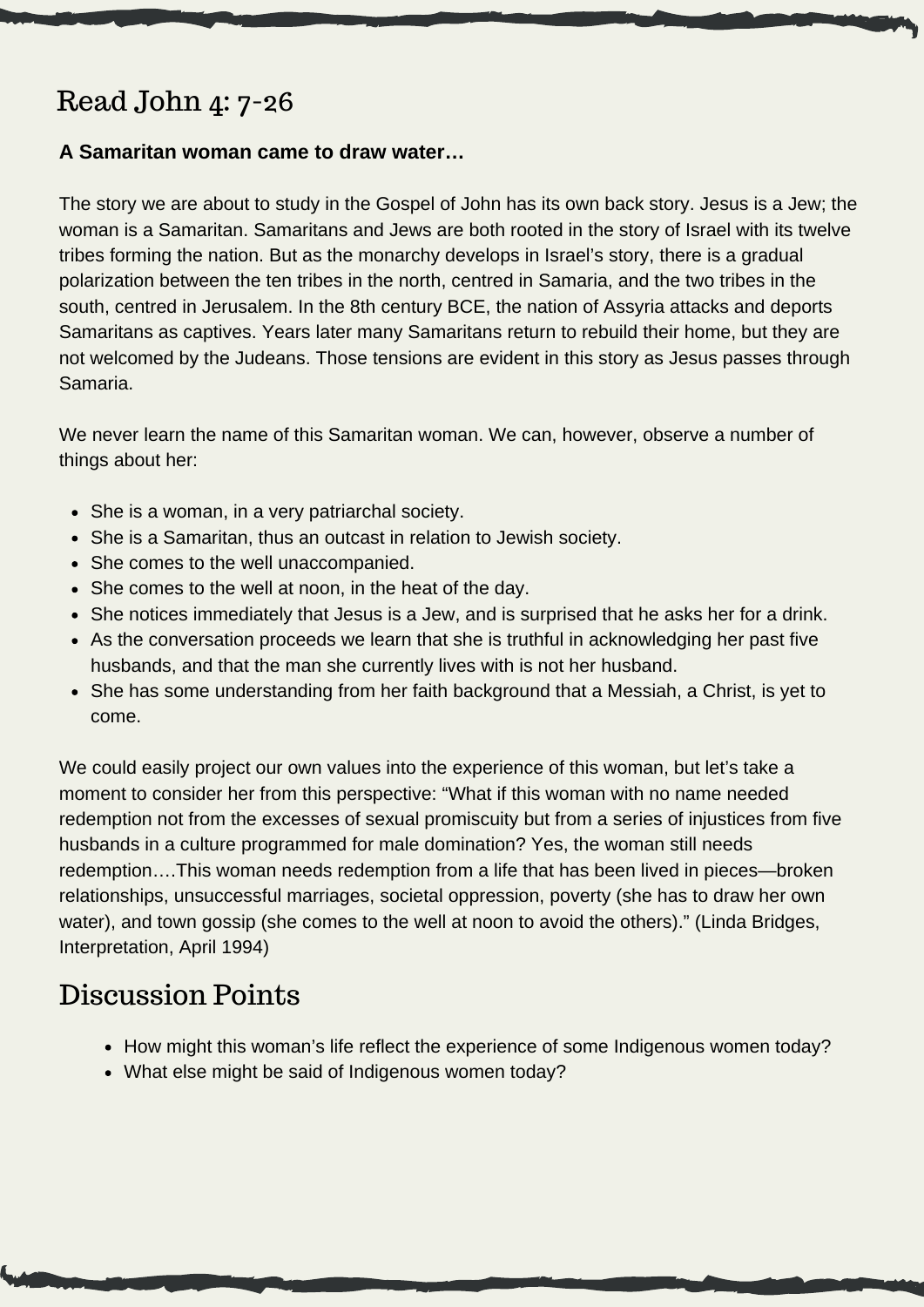# Read John 4: 7-26

**A Samaritan woman came to draw water…**

The story we are about to study in the Gospel of John has its own back story. Jesus is a Jew; the woman is a Samaritan. Samaritans and Jews are both rooted in the story of Israel with its twelve tribes forming the nation. But as the monarchy develops in Israel's story, there is a gradual polarization between the ten tribes in the north, centred in Samaria, and the two tribes in the south, centred in Jerusalem. In the 8th century BCE, the nation of Assyria attacks and deports Samaritans as captives. Years later many Samaritans return to rebuild their home, but they are not welcomed by the Judeans. Those tensions are evident in this story as Jesus passes through Samaria.

We never learn the name of this Samaritan woman. We can, however, observe a number of things about her:

- She is a woman, in a very patriarchal society.
- She is a Samaritan, thus an outcast in relation to Jewish society.
- She comes to the well unaccompanied.
- She comes to the well at noon, in the heat of the day.
- She notices immediately that Jesus is a Jew, and is surprised that he asks her for a drink.
- As the conversation proceeds we learn that she is truthful in acknowledging her past five husbands, and that the man she currently lives with is not her husband.
- She has some understanding from her faith background that a Messiah, a Christ, is yet to come.

We could easily project our own values into the experience of this woman, but let's take a moment to consider her from this perspective: "What if this woman with no name needed redemption not from the excesses of sexual promiscuity but from a series of injustices from five husbands in a culture programmed for male domination? Yes, the woman still needs redemption….This woman needs redemption from a life that has been lived in pieces—broken relationships, unsuccessful marriages, societal oppression, poverty (she has to draw her own water), and town gossip (she comes to the well at noon to avoid the others)." (Linda Bridges, Interpretation, April 1994)

## Discussion Points

- How might this woman's life reflect the experience of some Indigenous women today?
- What else might be said of Indigenous women today?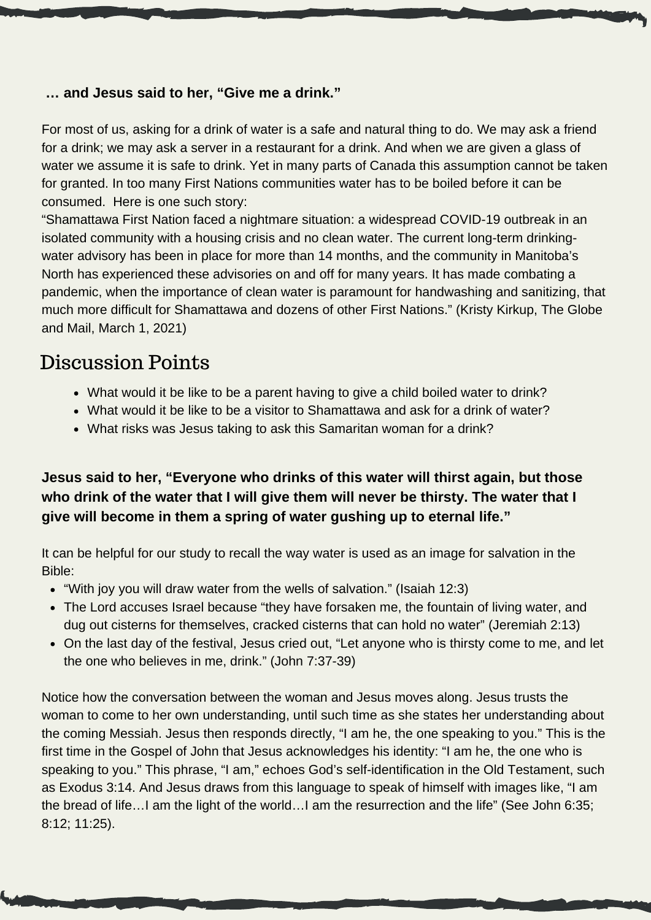**… and Jesus said to her, “Give me a drink.”**

For most of us, asking for a drink of water is a safe and natural thing to do. We may ask a friend for a drink; we may ask a server in a restaurant for a drink. And when we are given a glass of water we assume it is safe to drink. Yet in many parts of Canada this assumption cannot be taken for granted. In too many First Nations communities water has to be boiled before it can be consumed. Here is one such story:
“Shamattawa First Nation faced a nightmare situation: a widespread COVID-19 outbreak in an isolated community with a housing crisis and no clean water. The current long-term drinking-water advisory has been in place for more than 14 months, and the community in Manitoba’s North has experienced these advisories on and off for many years. It has made combating a pandemic, when the importance of clean water is paramount for handwashing and sanitizing, that much more difficult for Shamattawa and dozens of other First Nations.” (Kristy Kirkup, The Globe and Mail, March 1, 2021)

## Discussion Points

- What would it be like to be a parent having to give a child boiled water to drink?
- What would it be like to be a visitor to Shamattawa and ask for a drink of water?
- What risks was Jesus taking to ask this Samaritan woman for a drink?

**Jesus said to her, “Everyone who drinks of this water will thirst again, but those who drink of the water that I will give them will never be thirsty. The water that I give will become in them a spring of water gushing up to eternal life.”**

It can be helpful for our study to recall the way water is used as an image for salvation in the Bible:

- “With joy you will draw water from the wells of salvation.” (Isaiah 12:3)
- The Lord accuses Israel because “they have forsaken me, the fountain of living water, and dug out cisterns for themselves, cracked cisterns that can hold no water” (Jeremiah 2:13)
- On the last day of the festival, Jesus cried out, “Let anyone who is thirsty come to me, and let the one who believes in me, drink.” (John 7:37-39)

Notice how the conversation between the woman and Jesus moves along. Jesus trusts the woman to come to her own understanding, until such time as she states her understanding about the coming Messiah. Jesus then responds directly, “I am he, the one speaking to you.” This is the first time in the Gospel of John that Jesus acknowledges his identity: “I am he, the one who is speaking to you.” This phrase, “I am,” echoes God’s self-identification in the Old Testament, such as Exodus 3:14. And Jesus draws from this language to speak of himself with images like, “I am the bread of life…I am the light of the world…I am the resurrection and the life” (See John 6:35; 8:12; 11:25).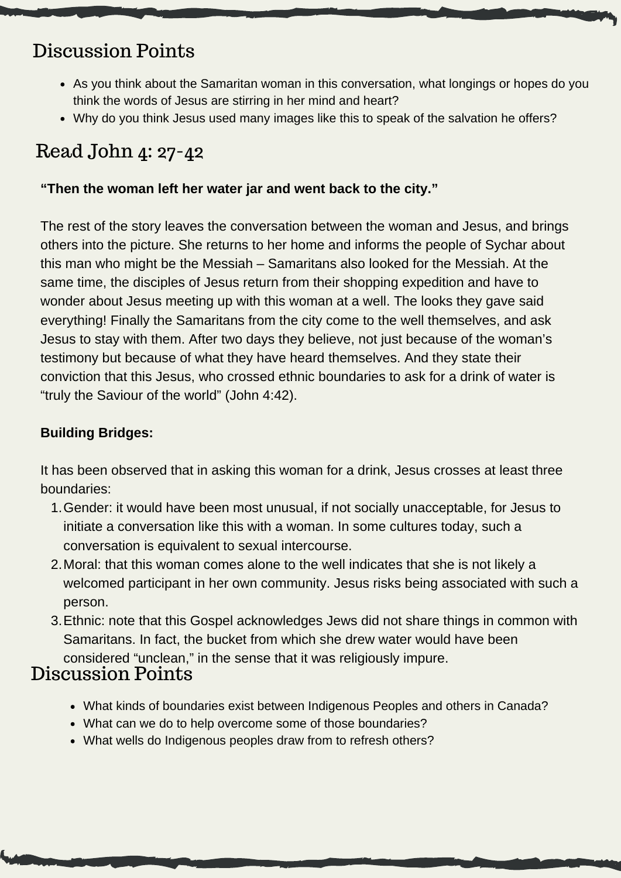## Discussion Points

- As you think about the Samaritan woman in this conversation, what longings or hopes do you think the words of Jesus are stirring in her mind and heart?
- Why do you think Jesus used many images like this to speak of the salvation he offers?

## Read John 4: 27-42

**“Then the woman left her water jar and went back to the city.”**

The rest of the story leaves the conversation between the woman and Jesus, and brings others into the picture. She returns to her home and informs the people of Sychar about this man who might be the Messiah – Samaritans also looked for the Messiah. At the same time, the disciples of Jesus return from their shopping expedition and have to wonder about Jesus meeting up with this woman at a well. The looks they gave said everything! Finally the Samaritans from the city come to the well themselves, and ask Jesus to stay with them. After two days they believe, not just because of the woman’s testimony but because of what they have heard themselves. And they state their conviction that this Jesus, who crossed ethnic boundaries to ask for a drink of water is “truly the Saviour of the world” (John 4:42).

**Building Bridges:**

It has been observed that in asking this woman for a drink, Jesus crosses at least three boundaries:

1. Gender: it would have been most unusual, if not socially unacceptable, for Jesus to initiate a conversation like this with a woman. In some cultures today, such a conversation is equivalent to sexual intercourse.
2. Moral: that this woman comes alone to the well indicates that she is not likely a welcomed participant in her own community. Jesus risks being associated with such a person.
3. Ethnic: note that this Gospel acknowledges Jews did not share things in common with Samaritans. In fact, the bucket from which she drew water would have been considered “unclean,” in the sense that it was religiously impure.

## Discussion Points

- What kinds of boundaries exist between Indigenous Peoples and others in Canada?
- What can we do to help overcome some of those boundaries?
- What wells do Indigenous peoples draw from to refresh others?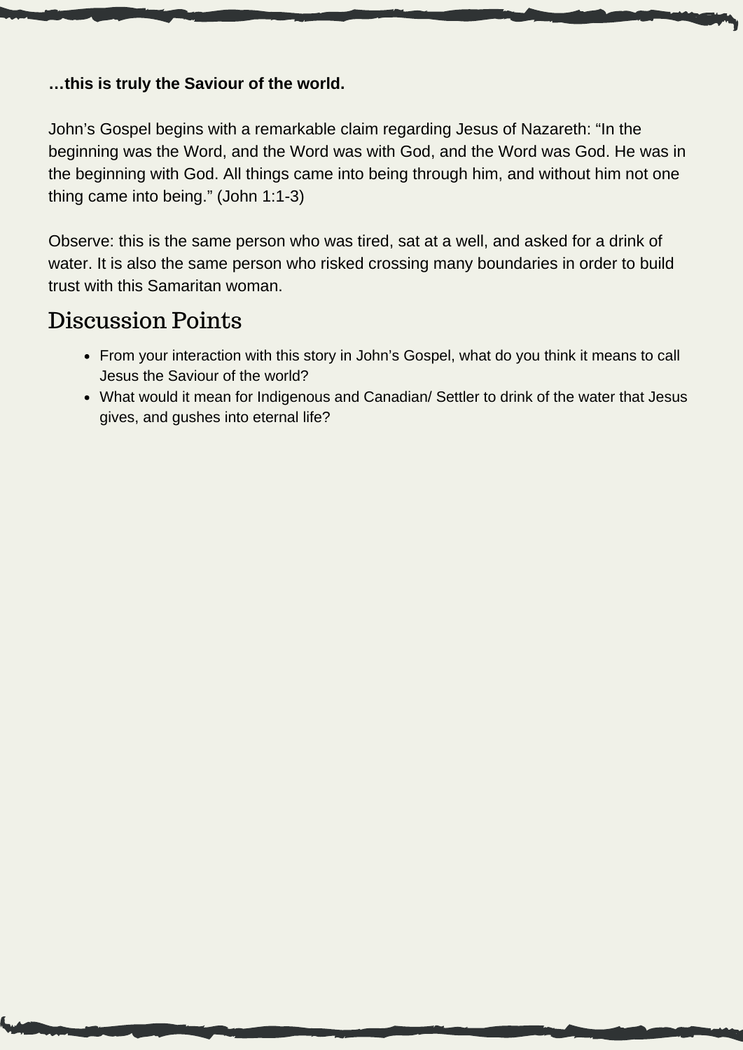**…this is truly the Saviour of the world.**

John's Gospel begins with a remarkable claim regarding Jesus of Nazareth: "In the beginning was the Word, and the Word was with God, and the Word was God. He was in the beginning with God. All things came into being through him, and without him not one thing came into being." (John 1:1-3)

Observe: this is the same person who was tired, sat at a well, and asked for a drink of water. It is also the same person who risked crossing many boundaries in order to build trust with this Samaritan woman.

## Discussion Points

- From your interaction with this story in John's Gospel, what do you think it means to call Jesus the Saviour of the world?
- What would it mean for Indigenous and Canadian/ Settler to drink of the water that Jesus gives, and gushes into eternal life?